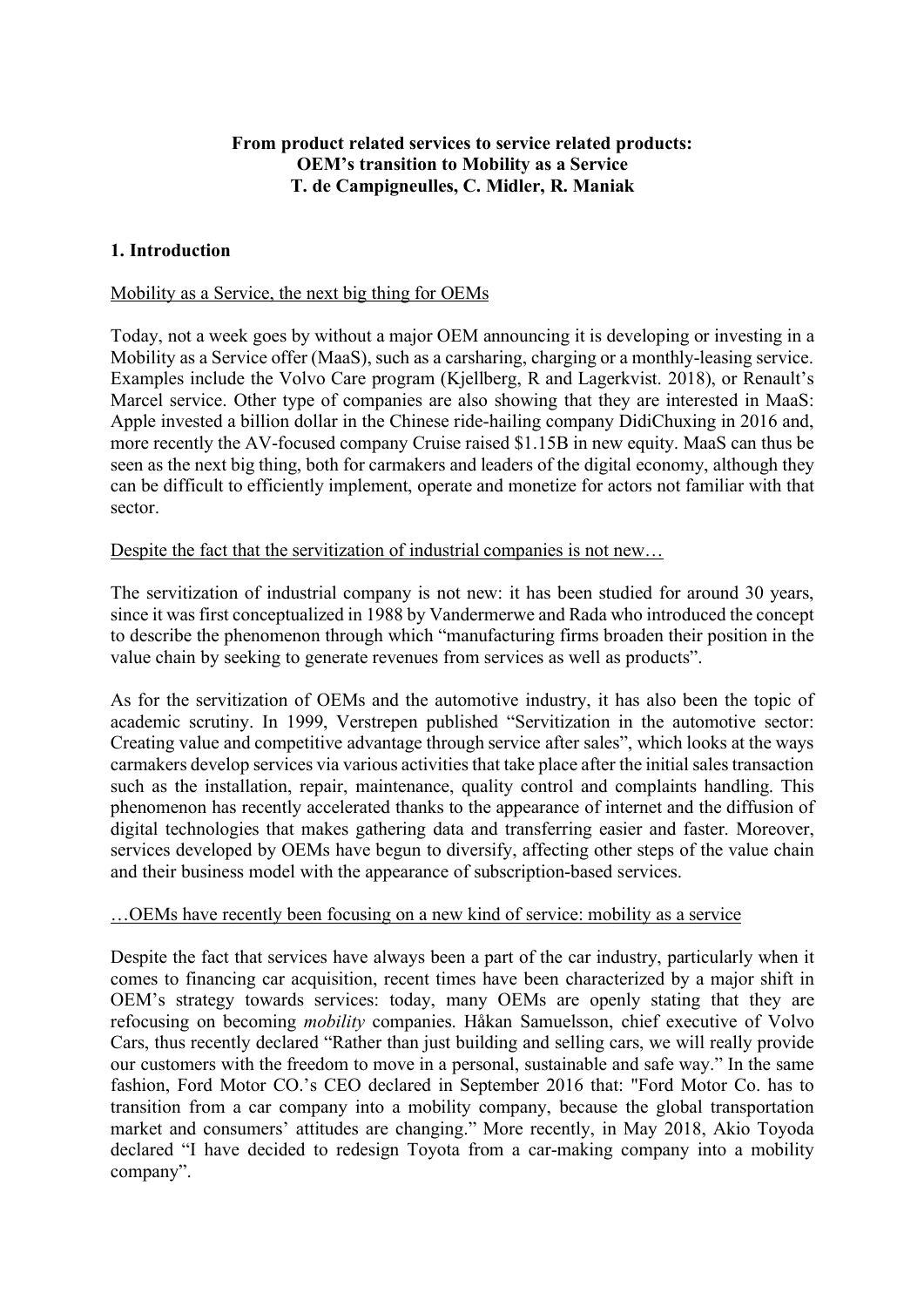**From product related services to service related products:**
**OEM's transition to Mobility as a Service**
**T. de Campigneulles, C. Midler, R. Maniak**

## 1. Introduction

Mobility as a Service, the next big thing for OEMs

Today, not a week goes by without a major OEM announcing it is developing or investing in a Mobility as a Service offer (MaaS), such as a carsharing, charging or a monthly-leasing service. Examples include the Volvo Care program (Kjellberg, R and Lagerkvist. 2018), or Renault's Marcel service. Other type of companies are also showing that they are interested in MaaS: Apple invested a billion dollar in the Chinese ride-hailing company DidiChuxing in 2016 and, more recently the AV-focused company Cruise raised $1.15B in new equity. MaaS can thus be seen as the next big thing, both for carmakers and leaders of the digital economy, although they can be difficult to efficiently implement, operate and monetize for actors not familiar with that sector.

Despite the fact that the servitization of industrial companies is not new…

The servitization of industrial company is not new: it has been studied for around 30 years, since it was first conceptualized in 1988 by Vandermerwe and Rada who introduced the concept to describe the phenomenon through which "manufacturing firms broaden their position in the value chain by seeking to generate revenues from services as well as products".

As for the servitization of OEMs and the automotive industry, it has also been the topic of academic scrutiny. In 1999, Verstrepen published "Servitization in the automotive sector: Creating value and competitive advantage through service after sales", which looks at the ways carmakers develop services via various activities that take place after the initial sales transaction such as the installation, repair, maintenance, quality control and complaints handling. This phenomenon has recently accelerated thanks to the appearance of internet and the diffusion of digital technologies that makes gathering data and transferring easier and faster. Moreover, services developed by OEMs have begun to diversify, affecting other steps of the value chain and their business model with the appearance of subscription-based services.

…OEMs have recently been focusing on a new kind of service: mobility as a service

Despite the fact that services have always been a part of the car industry, particularly when it comes to financing car acquisition, recent times have been characterized by a major shift in OEM's strategy towards services: today, many OEMs are openly stating that they are refocusing on becoming *mobility* companies. Håkan Samuelsson, chief executive of Volvo Cars, thus recently declared "Rather than just building and selling cars, we will really provide our customers with the freedom to move in a personal, sustainable and safe way." In the same fashion, Ford Motor CO.'s CEO declared in September 2016 that: "Ford Motor Co. has to transition from a car company into a mobility company, because the global transportation market and consumers' attitudes are changing." More recently, in May 2018, Akio Toyoda declared "I have decided to redesign Toyota from a car-making company into a mobility company".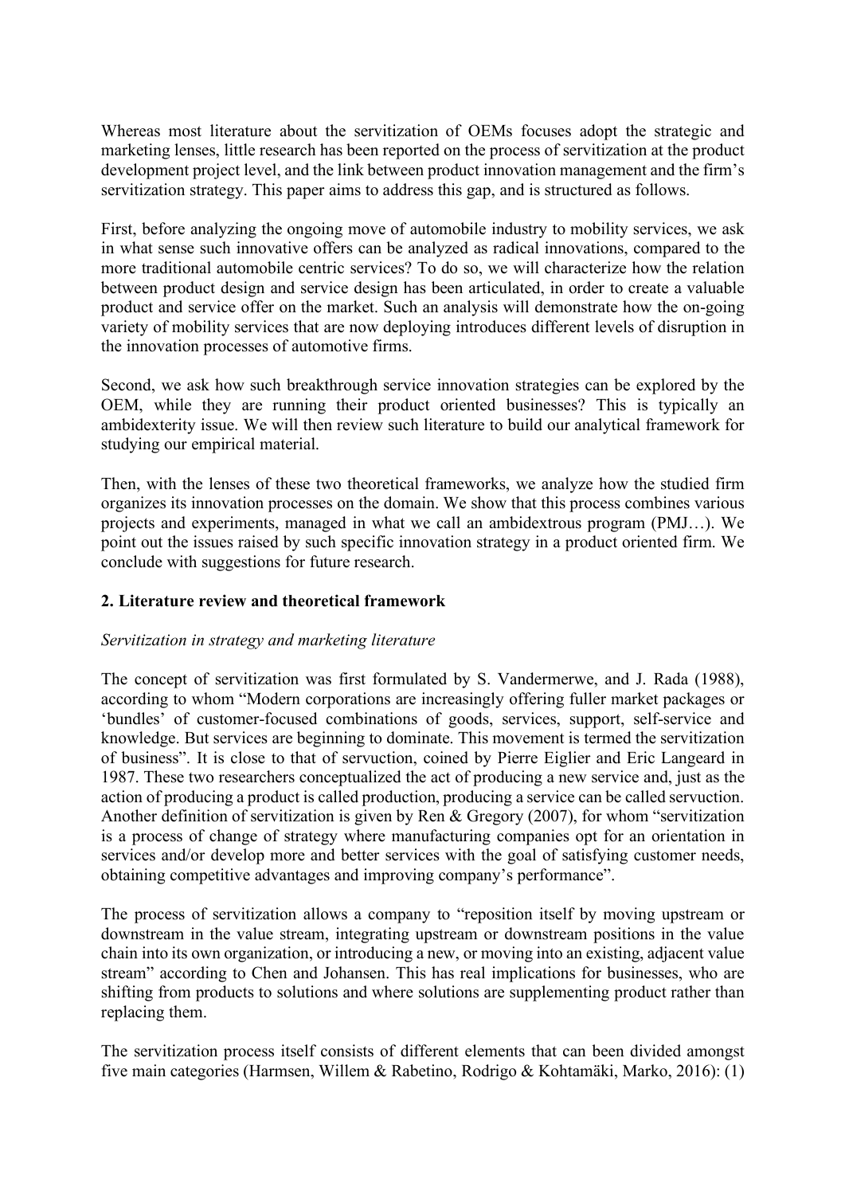Whereas most literature about the servitization of OEMs focuses adopt the strategic and marketing lenses, little research has been reported on the process of servitization at the product development project level, and the link between product innovation management and the firm's servitization strategy. This paper aims to address this gap, and is structured as follows.

First, before analyzing the ongoing move of automobile industry to mobility services, we ask in what sense such innovative offers can be analyzed as radical innovations, compared to the more traditional automobile centric services? To do so, we will characterize how the relation between product design and service design has been articulated, in order to create a valuable product and service offer on the market. Such an analysis will demonstrate how the on-going variety of mobility services that are now deploying introduces different levels of disruption in the innovation processes of automotive firms.

Second, we ask how such breakthrough service innovation strategies can be explored by the OEM, while they are running their product oriented businesses? This is typically an ambidexterity issue. We will then review such literature to build our analytical framework for studying our empirical material.

Then, with the lenses of these two theoretical frameworks, we analyze how the studied firm organizes its innovation processes on the domain. We show that this process combines various projects and experiments, managed in what we call an ambidextrous program (PMJ…). We point out the issues raised by such specific innovation strategy in a product oriented firm. We conclude with suggestions for future research.

## 2. Literature review and theoretical framework

*Servitization in strategy and marketing literature*

The concept of servitization was first formulated by S. Vandermerwe, and J. Rada (1988), according to whom "Modern corporations are increasingly offering fuller market packages or 'bundles' of customer-focused combinations of goods, services, support, self-service and knowledge. But services are beginning to dominate. This movement is termed the servitization of business". It is close to that of servuction, coined by Pierre Eiglier and Eric Langeard in 1987. These two researchers conceptualized the act of producing a new service and, just as the action of producing a product is called production, producing a service can be called servuction. Another definition of servitization is given by Ren & Gregory (2007), for whom "servitization is a process of change of strategy where manufacturing companies opt for an orientation in services and/or develop more and better services with the goal of satisfying customer needs, obtaining competitive advantages and improving company's performance".

The process of servitization allows a company to "reposition itself by moving upstream or downstream in the value stream, integrating upstream or downstream positions in the value chain into its own organization, or introducing a new, or moving into an existing, adjacent value stream" according to Chen and Johansen. This has real implications for businesses, who are shifting from products to solutions and where solutions are supplementing product rather than replacing them.

The servitization process itself consists of different elements that can been divided amongst five main categories (Harmsen, Willem & Rabetino, Rodrigo & Kohtamäki, Marko, 2016): (1)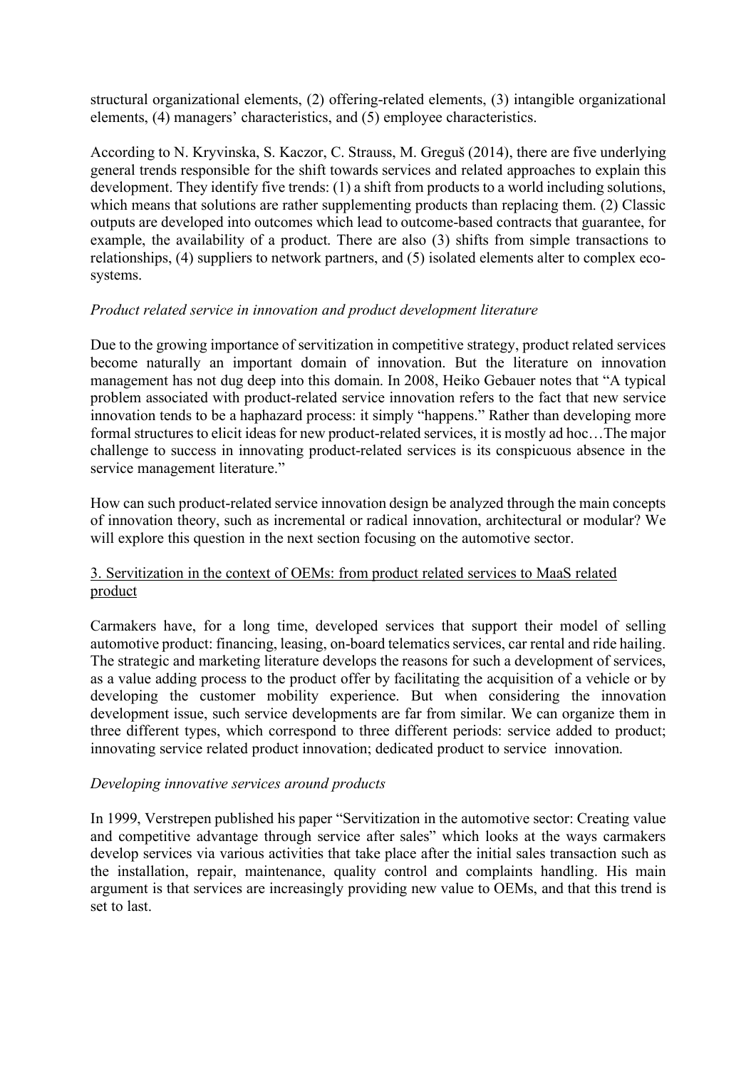structural organizational elements, (2) offering-related elements, (3) intangible organizational elements, (4) managers' characteristics, and (5) employee characteristics.

According to N. Kryvinska, S. Kaczor, C. Strauss, M. Greguš (2014), there are five underlying general trends responsible for the shift towards services and related approaches to explain this development. They identify five trends: (1) a shift from products to a world including solutions, which means that solutions are rather supplementing products than replacing them. (2) Classic outputs are developed into outcomes which lead to outcome-based contracts that guarantee, for example, the availability of a product. There are also (3) shifts from simple transactions to relationships, (4) suppliers to network partners, and (5) isolated elements alter to complex eco-systems.

*Product related service in innovation and product development literature*

Due to the growing importance of servitization in competitive strategy, product related services become naturally an important domain of innovation. But the literature on innovation management has not dug deep into this domain. In 2008, Heiko Gebauer notes that "A typical problem associated with product-related service innovation refers to the fact that new service innovation tends to be a haphazard process: it simply "happens." Rather than developing more formal structures to elicit ideas for new product-related services, it is mostly ad hoc…The major challenge to success in innovating product-related services is its conspicuous absence in the service management literature."

How can such product-related service innovation design be analyzed through the main concepts of innovation theory, such as incremental or radical innovation, architectural or modular? We will explore this question in the next section focusing on the automotive sector.

## 3. Servitization in the context of OEMs: from product related services to MaaS related product

Carmakers have, for a long time, developed services that support their model of selling automotive product: financing, leasing, on-board telematics services, car rental and ride hailing. The strategic and marketing literature develops the reasons for such a development of services, as a value adding process to the product offer by facilitating the acquisition of a vehicle or by developing the customer mobility experience. But when considering the innovation development issue, such service developments are far from similar. We can organize them in three different types, which correspond to three different periods: service added to product; innovating service related product innovation; dedicated product to service innovation.

*Developing innovative services around products*

In 1999, Verstrepen published his paper "Servitization in the automotive sector: Creating value and competitive advantage through service after sales" which looks at the ways carmakers develop services via various activities that take place after the initial sales transaction such as the installation, repair, maintenance, quality control and complaints handling. His main argument is that services are increasingly providing new value to OEMs, and that this trend is set to last.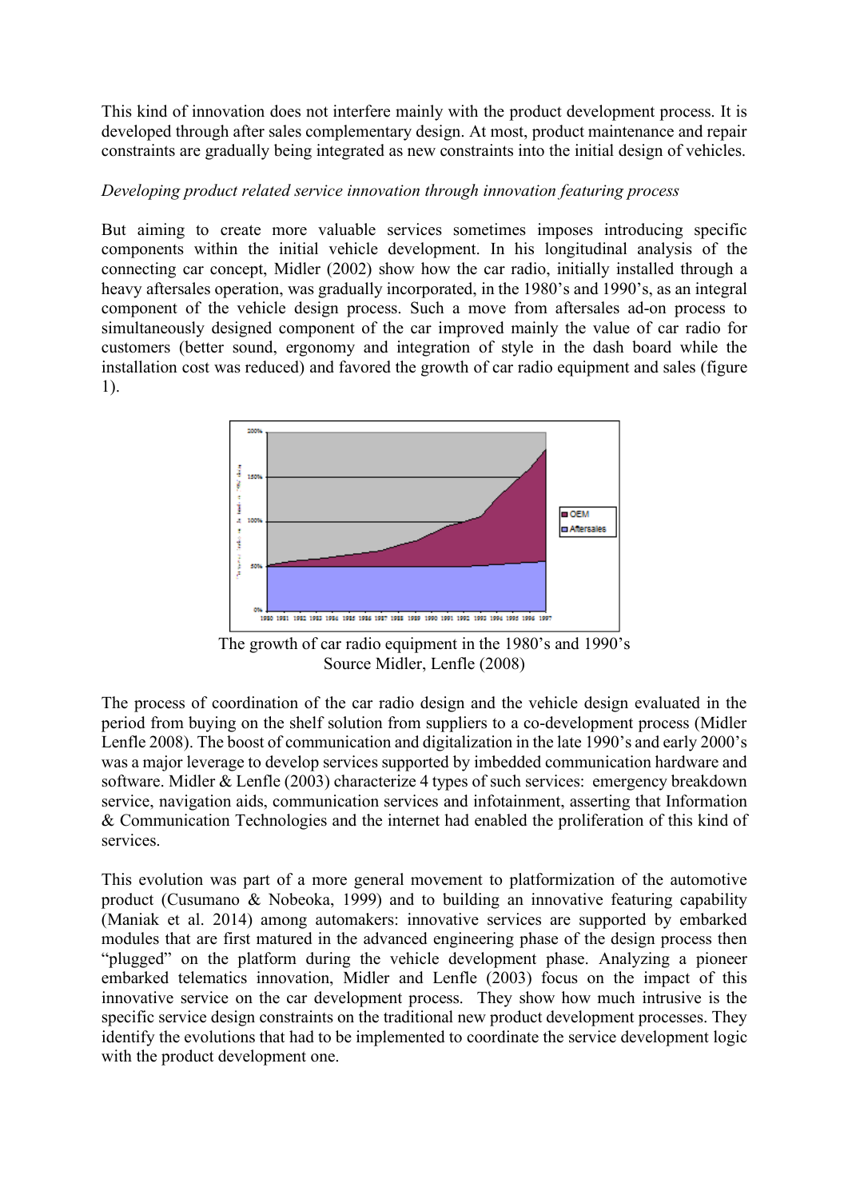This kind of innovation does not interfere mainly with the product development process. It is developed through after sales complementary design. At most, product maintenance and repair constraints are gradually being integrated as new constraints into the initial design of vehicles.

*Developing product related service innovation through innovation featuring process*

But aiming to create more valuable services sometimes imposes introducing specific components within the initial vehicle development. In his longitudinal analysis of the connecting car concept, Midler (2002) show how the car radio, initially installed through a heavy aftersales operation, was gradually incorporated, in the 1980's and 1990's, as an integral component of the vehicle design process. Such a move from aftersales ad-on process to simultaneously designed component of the car improved mainly the value of car radio for customers (better sound, ergonomy and integration of style in the dash board while the installation cost was reduced) and favored the growth of car radio equipment and sales (figure 1).

The growth of car radio equipment in the 1980's and 1990's
Source Midler, Lenfle (2008)

The process of coordination of the car radio design and the vehicle design evaluated in the period from buying on the shelf solution from suppliers to a co-development process (Midler Lenfle 2008). The boost of communication and digitalization in the late 1990's and early 2000's was a major leverage to develop services supported by imbedded communication hardware and software. Midler & Lenfle (2003) characterize 4 types of such services: emergency breakdown service, navigation aids, communication services and infotainment, asserting that Information & Communication Technologies and the internet had enabled the proliferation of this kind of services.

This evolution was part of a more general movement to platformization of the automotive product (Cusumano & Nobeoka, 1999) and to building an innovative featuring capability (Maniak et al. 2014) among automakers: innovative services are supported by embarked modules that are first matured in the advanced engineering phase of the design process then "plugged" on the platform during the vehicle development phase. Analyzing a pioneer embarked telematics innovation, Midler and Lenfle (2003) focus on the impact of this innovative service on the car development process. They show how much intrusive is the specific service design constraints on the traditional new product development processes. They identify the evolutions that had to be implemented to coordinate the service development logic with the product development one.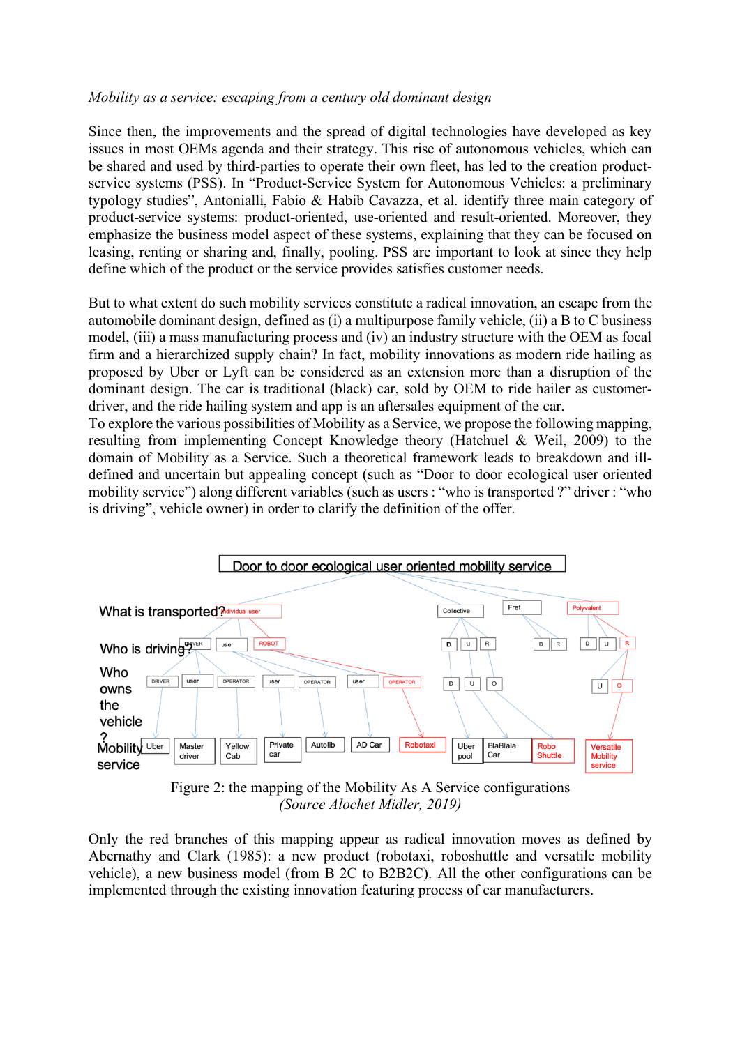*Mobility as a service: escaping from a century old dominant design*

Since then, the improvements and the spread of digital technologies have developed as key issues in most OEMs agenda and their strategy. This rise of autonomous vehicles, which can be shared and used by third-parties to operate their own fleet, has led to the creation product-service systems (PSS). In "Product-Service System for Autonomous Vehicles: a preliminary typology studies", Antonialli, Fabio & Habib Cavazza, et al. identify three main category of product-service systems: product-oriented, use-oriented and result-oriented. Moreover, they emphasize the business model aspect of these systems, explaining that they can be focused on leasing, renting or sharing and, finally, pooling. PSS are important to look at since they help define which of the product or the service provides satisfies customer needs.

But to what extent do such mobility services constitute a radical innovation, an escape from the automobile dominant design, defined as (i) a multipurpose family vehicle, (ii) a B to C business model, (iii) a mass manufacturing process and (iv) an industry structure with the OEM as focal firm and a hierarchized supply chain? In fact, mobility innovations as modern ride hailing as proposed by Uber or Lyft can be considered as an extension more than a disruption of the dominant design. The car is traditional (black) car, sold by OEM to ride hailer as customer-driver, and the ride hailing system and app is an aftersales equipment of the car.
To explore the various possibilities of Mobility as a Service, we propose the following mapping, resulting from implementing Concept Knowledge theory (Hatchuel & Weil, 2009) to the domain of Mobility as a Service. Such a theoretical framework leads to breakdown and ill-defined and uncertain but appealing concept (such as "Door to door ecological user oriented mobility service") along different variables (such as users : "who is transported ?" driver : "who is driving", vehicle owner) in order to clarify the definition of the offer.

Figure 2: the mapping of the Mobility As A Service configurations
*(Source Alochet Midler, 2019)*

Only the red branches of this mapping appear as radical innovation moves as defined by Abernathy and Clark (1985): a new product (robotaxi, roboshuttle and versatile mobility vehicle), a new business model (from B 2C to B2B2C). All the other configurations can be implemented through the existing innovation featuring process of car manufacturers.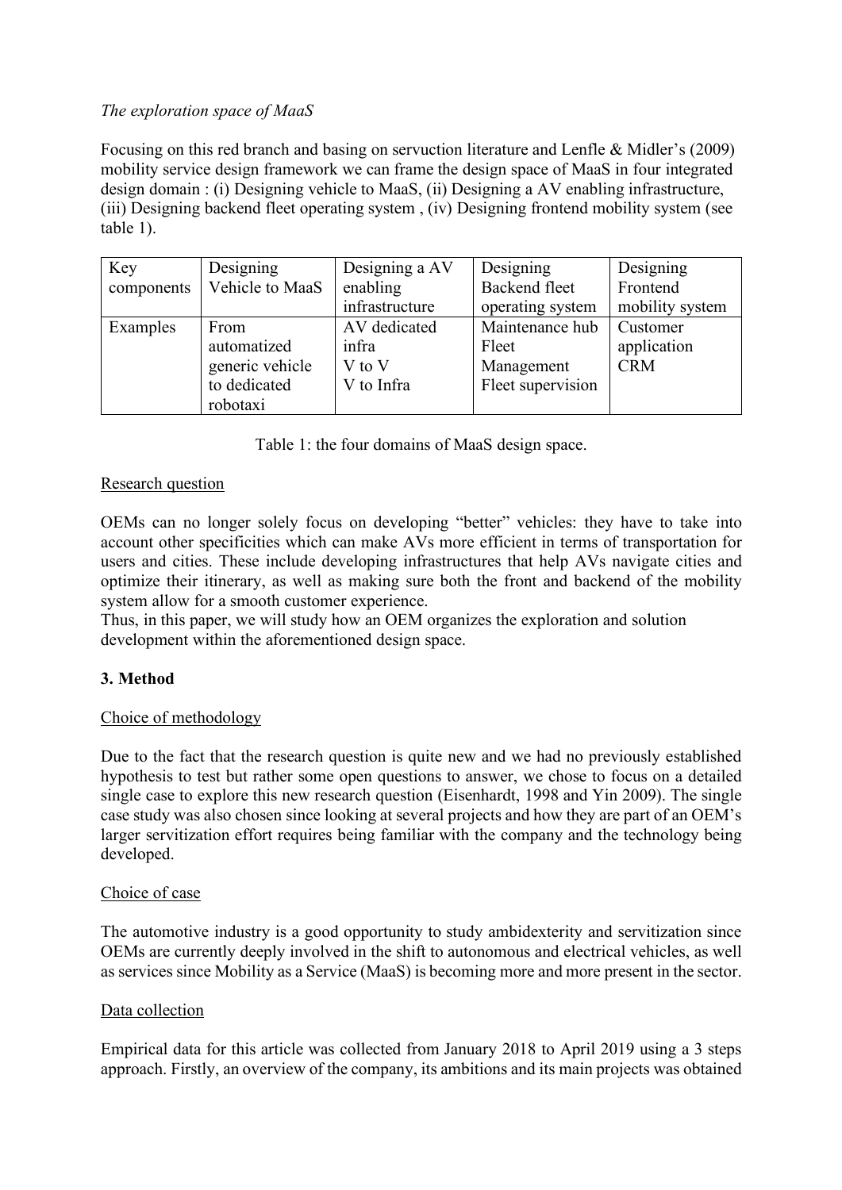*The exploration space of MaaS*

Focusing on this red branch and basing on servuction literature and Lenfle & Midler's (2009) mobility service design framework we can frame the design space of MaaS in four integrated design domain : (i) Designing vehicle to MaaS, (ii) Designing a AV enabling infrastructure, (iii) Designing backend fleet operating system , (iv) Designing frontend mobility system (see table 1).

| Key components | Designing Vehicle to MaaS | Designing a AV enabling infrastructure | Designing Backend fleet operating system | Designing Frontend mobility system |
|---|---|---|---|---|
| Examples | From automatized generic vehicle to dedicated robotaxi | AV dedicated infra<br>V to V<br>V to Infra | Maintenance hub<br>Fleet Management<br>Fleet supervision | Customer application<br>CRM |

Table 1: the four domains of MaaS design space.

<u>Research question</u>

OEMs can no longer solely focus on developing "better" vehicles: they have to take into account other specificities which can make AVs more efficient in terms of transportation for users and cities. These include developing infrastructures that help AVs navigate cities and optimize their itinerary, as well as making sure both the front and backend of the mobility system allow for a smooth customer experience.
Thus, in this paper, we will study how an OEM organizes the exploration and solution development within the aforementioned design space.

## 3. Method

<u>Choice of methodology</u>

Due to the fact that the research question is quite new and we had no previously established hypothesis to test but rather some open questions to answer, we chose to focus on a detailed single case to explore this new research question (Eisenhardt, 1998 and Yin 2009). The single case study was also chosen since looking at several projects and how they are part of an OEM's larger servitization effort requires being familiar with the company and the technology being developed.

<u>Choice of case</u>

The automotive industry is a good opportunity to study ambidexterity and servitization since OEMs are currently deeply involved in the shift to autonomous and electrical vehicles, as well as services since Mobility as a Service (MaaS) is becoming more and more present in the sector.

<u>Data collection</u>

Empirical data for this article was collected from January 2018 to April 2019 using a 3 steps approach. Firstly, an overview of the company, its ambitions and its main projects was obtained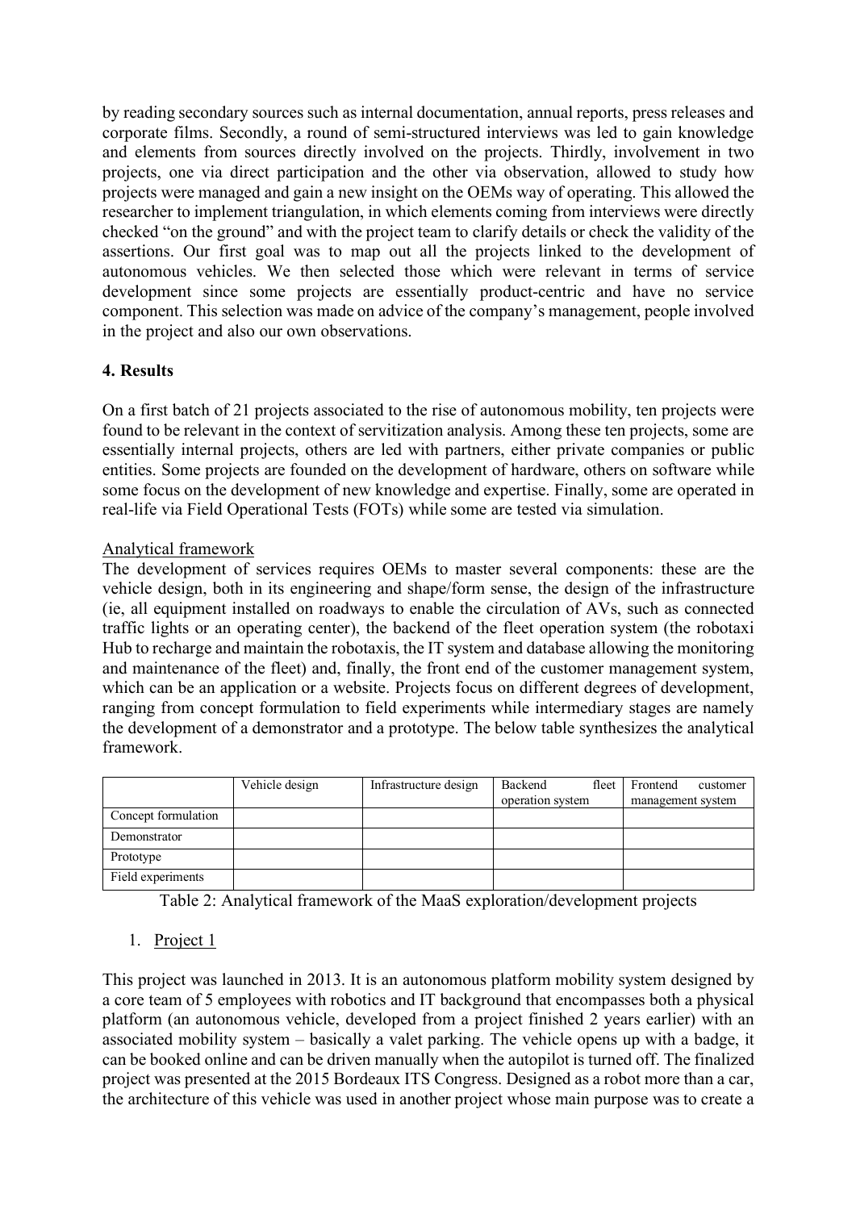by reading secondary sources such as internal documentation, annual reports, press releases and corporate films. Secondly, a round of semi-structured interviews was led to gain knowledge and elements from sources directly involved on the projects. Thirdly, involvement in two projects, one via direct participation and the other via observation, allowed to study how projects were managed and gain a new insight on the OEMs way of operating. This allowed the researcher to implement triangulation, in which elements coming from interviews were directly checked "on the ground" and with the project team to clarify details or check the validity of the assertions. Our first goal was to map out all the projects linked to the development of autonomous vehicles. We then selected those which were relevant in terms of service development since some projects are essentially product-centric and have no service component. This selection was made on advice of the company's management, people involved in the project and also our own observations.

## 4. Results

On a first batch of 21 projects associated to the rise of autonomous mobility, ten projects were found to be relevant in the context of servitization analysis. Among these ten projects, some are essentially internal projects, others are led with partners, either private companies or public entities. Some projects are founded on the development of hardware, others on software while some focus on the development of new knowledge and expertise. Finally, some are operated in real-life via Field Operational Tests (FOTs) while some are tested via simulation.

### Analytical framework

The development of services requires OEMs to master several components: these are the vehicle design, both in its engineering and shape/form sense, the design of the infrastructure (ie, all equipment installed on roadways to enable the circulation of AVs, such as connected traffic lights or an operating center), the backend of the fleet operation system (the robotaxi Hub to recharge and maintain the robotaxis, the IT system and database allowing the monitoring and maintenance of the fleet) and, finally, the front end of the customer management system, which can be an application or a website. Projects focus on different degrees of development, ranging from concept formulation to field experiments while intermediary stages are namely the development of a demonstrator and a prototype. The below table synthesizes the analytical framework.

| | Vehicle design | Infrastructure design | Backend fleet operation system | Frontend customer management system |
|---|---|---|---|---|
| Concept formulation | | | | |
| Demonstrator | | | | |
| Prototype | | | | |
| Field experiments | | | | |

Table 2: Analytical framework of the MaaS exploration/development projects

1. Project 1

This project was launched in 2013. It is an autonomous platform mobility system designed by a core team of 5 employees with robotics and IT background that encompasses both a physical platform (an autonomous vehicle, developed from a project finished 2 years earlier) with an associated mobility system – basically a valet parking. The vehicle opens up with a badge, it can be booked online and can be driven manually when the autopilot is turned off. The finalized project was presented at the 2015 Bordeaux ITS Congress. Designed as a robot more than a car, the architecture of this vehicle was used in another project whose main purpose was to create a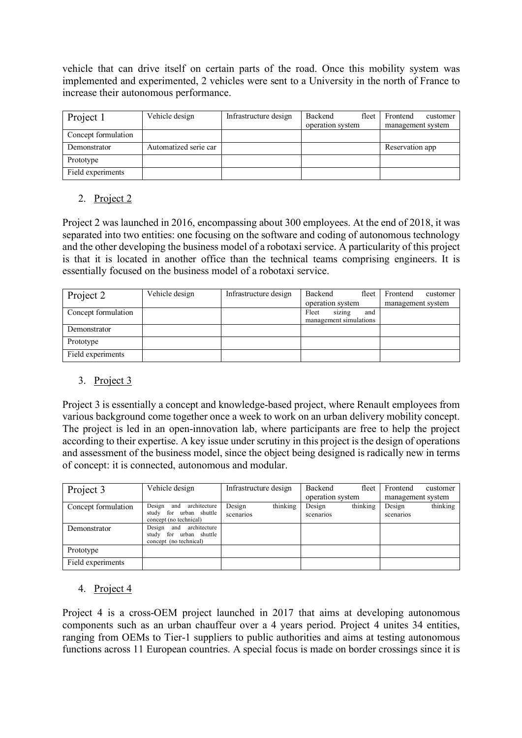vehicle that can drive itself on certain parts of the road. Once this mobility system was implemented and experimented, 2 vehicles were sent to a University in the north of France to increase their autonomous performance.

| Project 1 | Vehicle design | Infrastructure design | Backend fleet operation system | Frontend customer management system |
|---|---|---|---|---|
| Concept formulation | | | | |
| Demonstrator | Automatized serie car | | | Reservation app |
| Prototype | | | | |
| Field experiments | | | | |

2. Project 2

Project 2 was launched in 2016, encompassing about 300 employees. At the end of 2018, it was separated into two entities: one focusing on the software and coding of autonomous technology and the other developing the business model of a robotaxi service. A particularity of this project is that it is located in another office than the technical teams comprising engineers. It is essentially focused on the business model of a robotaxi service.

| Project 2 | Vehicle design | Infrastructure design | Backend fleet operation system | Frontend customer management system |
|---|---|---|---|---|
| Concept formulation | | | Fleet sizing and management simulations | |
| Demonstrator | | | | |
| Prototype | | | | |
| Field experiments | | | | |

3. Project 3

Project 3 is essentially a concept and knowledge-based project, where Renault employees from various background come together once a week to work on an urban delivery mobility concept. The project is led in an open-innovation lab, where participants are free to help the project according to their expertise. A key issue under scrutiny in this project is the design of operations and assessment of the business model, since the object being designed is radically new in terms of concept: it is connected, autonomous and modular.

| Project 3 | Vehicle design | Infrastructure design | Backend fleet operation system | Frontend customer management system |
|---|---|---|---|---|
| Concept formulation | Design and architecture study for urban shuttle concept (no technical) | Design thinking scenarios | Design thinking scenarios | Design thinking scenarios |
| Demonstrator | Design and architecture study for urban shuttle concept (no technical) | | | |
| Prototype | | | | |
| Field experiments | | | | |

4. Project 4

Project 4 is a cross-OEM project launched in 2017 that aims at developing autonomous components such as an urban chauffeur over a 4 years period. Project 4 unites 34 entities, ranging from OEMs to Tier-1 suppliers to public authorities and aims at testing autonomous functions across 11 European countries. A special focus is made on border crossings since it is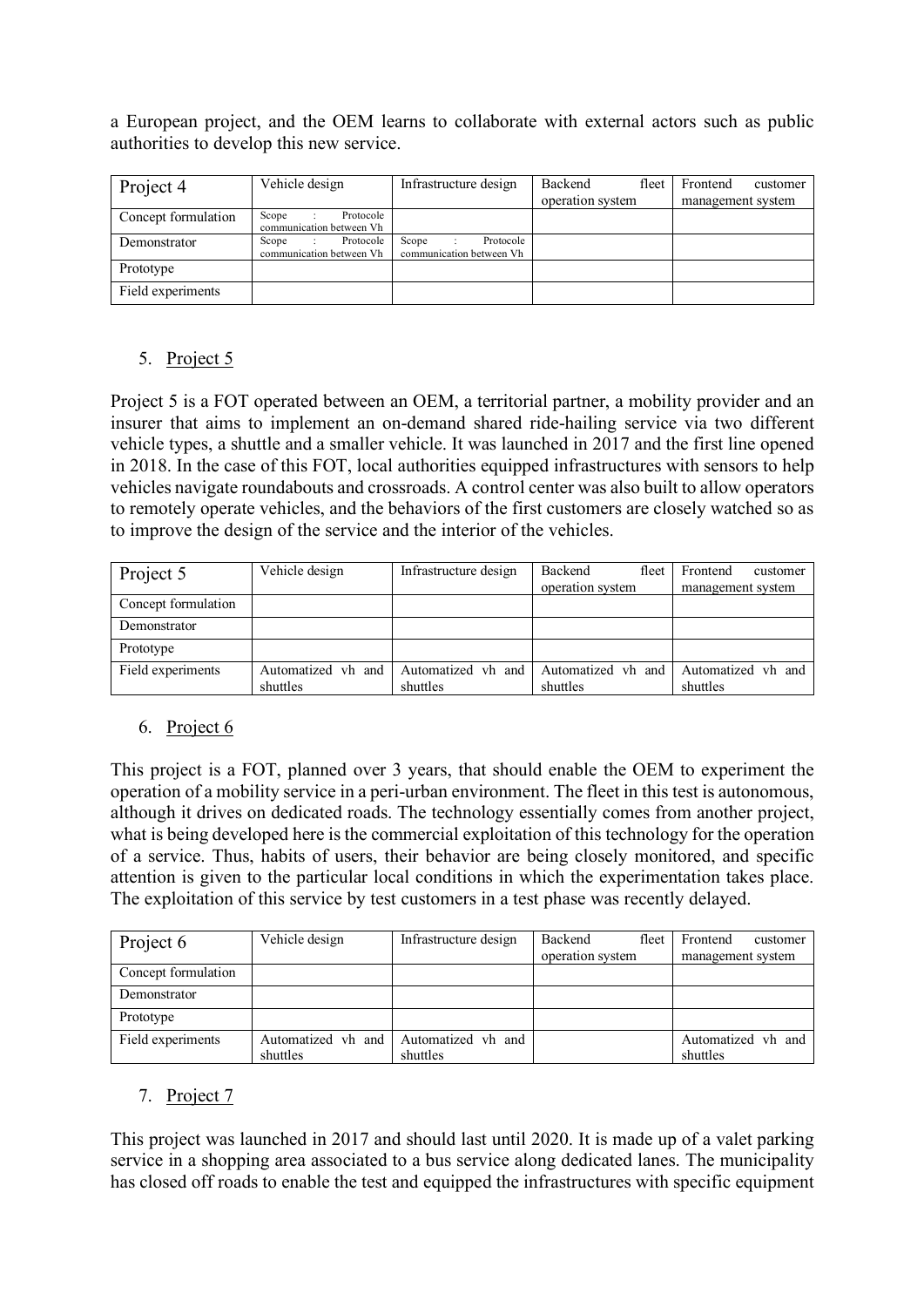a European project, and the OEM learns to collaborate with external actors such as public authorities to develop this new service.

| Project 4 | Vehicle design | Infrastructure design | Backend fleet operation system | Frontend customer management system |
|---|---|---|---|---|
| Concept formulation | Scope : Protocole communication between Vh | | | |
| Demonstrator | Scope : Protocole communication between Vh | Scope : Protocole communication between Vh | | |
| Prototype | | | | |
| Field experiments | | | | |

5. Project 5

Project 5 is a FOT operated between an OEM, a territorial partner, a mobility provider and an insurer that aims to implement an on-demand shared ride-hailing service via two different vehicle types, a shuttle and a smaller vehicle. It was launched in 2017 and the first line opened in 2018. In the case of this FOT, local authorities equipped infrastructures with sensors to help vehicles navigate roundabouts and crossroads. A control center was also built to allow operators to remotely operate vehicles, and the behaviors of the first customers are closely watched so as to improve the design of the service and the interior of the vehicles.

| Project 5 | Vehicle design | Infrastructure design | Backend fleet operation system | Frontend customer management system |
|---|---|---|---|---|
| Concept formulation | | | | |
| Demonstrator | | | | |
| Prototype | | | | |
| Field experiments | Automatized vh and shuttles | Automatized vh and shuttles | Automatized vh and shuttles | Automatized vh and shuttles |

6. Project 6

This project is a FOT, planned over 3 years, that should enable the OEM to experiment the operation of a mobility service in a peri-urban environment. The fleet in this test is autonomous, although it drives on dedicated roads. The technology essentially comes from another project, what is being developed here is the commercial exploitation of this technology for the operation of a service. Thus, habits of users, their behavior are being closely monitored, and specific attention is given to the particular local conditions in which the experimentation takes place. The exploitation of this service by test customers in a test phase was recently delayed.

| Project 6 | Vehicle design | Infrastructure design | Backend fleet operation system | Frontend customer management system |
|---|---|---|---|---|
| Concept formulation | | | | |
| Demonstrator | | | | |
| Prototype | | | | |
| Field experiments | Automatized vh and shuttles | Automatized vh and shuttles | | Automatized vh and shuttles |

7. Project 7

This project was launched in 2017 and should last until 2020. It is made up of a valet parking service in a shopping area associated to a bus service along dedicated lanes. The municipality has closed off roads to enable the test and equipped the infrastructures with specific equipment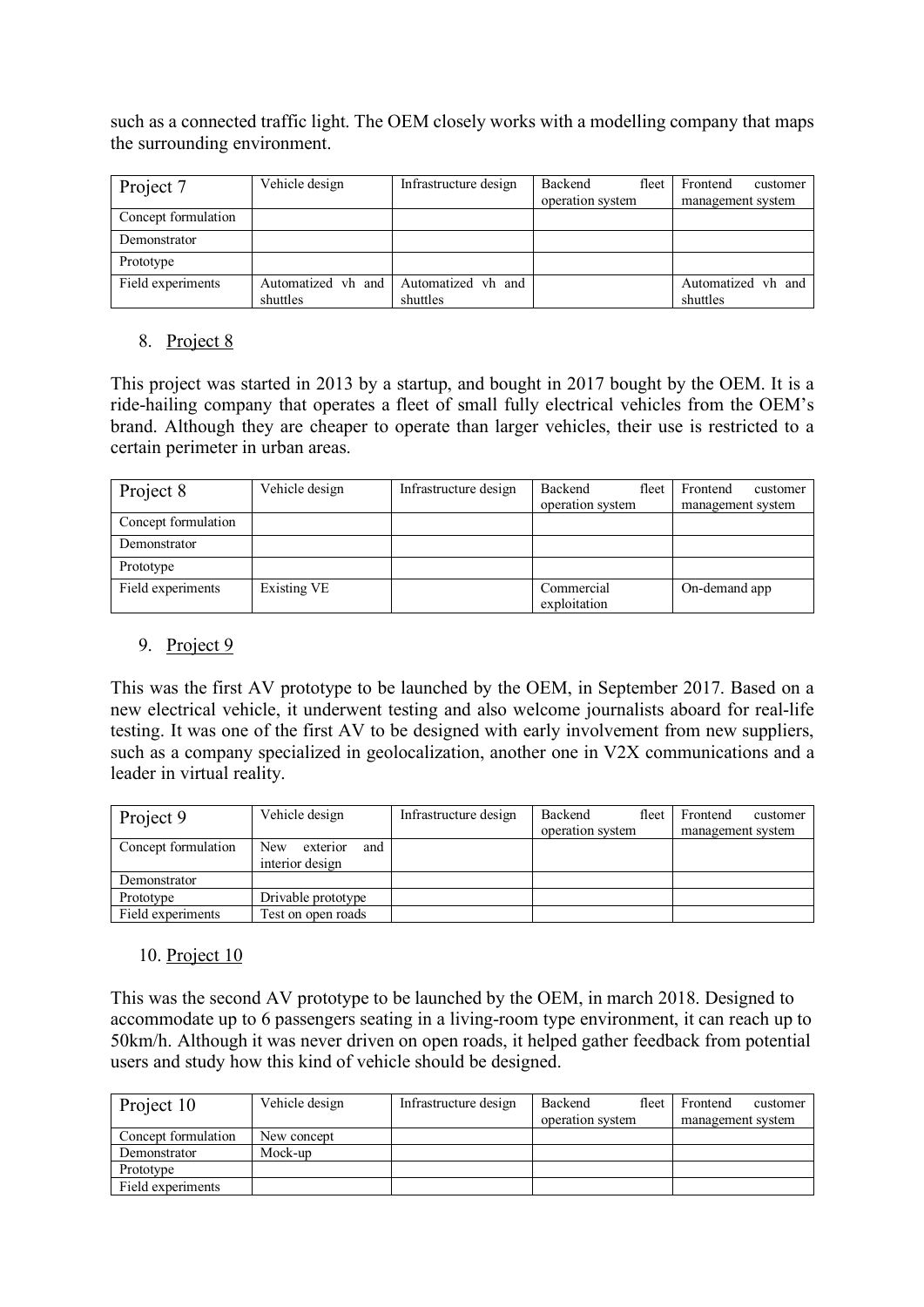such as a connected traffic light. The OEM closely works with a modelling company that maps the surrounding environment.

| Project 7 | Vehicle design | Infrastructure design | Backend fleet operation system | Frontend customer management system |
|---|---|---|---|---|
| Concept formulation | | | | |
| Demonstrator | | | | |
| Prototype | | | | |
| Field experiments | Automatized vh and shuttles | Automatized vh and shuttles | | Automatized vh and shuttles |

8. Project 8

This project was started in 2013 by a startup, and bought in 2017 bought by the OEM. It is a ride-hailing company that operates a fleet of small fully electrical vehicles from the OEM's brand. Although they are cheaper to operate than larger vehicles, their use is restricted to a certain perimeter in urban areas.

| Project 8 | Vehicle design | Infrastructure design | Backend fleet operation system | Frontend customer management system |
|---|---|---|---|---|
| Concept formulation | | | | |
| Demonstrator | | | | |
| Prototype | | | | |
| Field experiments | Existing VE | | Commercial exploitation | On-demand app |

9. Project 9

This was the first AV prototype to be launched by the OEM, in September 2017. Based on a new electrical vehicle, it underwent testing and also welcome journalists aboard for real-life testing. It was one of the first AV to be designed with early involvement from new suppliers, such as a company specialized in geolocalization, another one in V2X communications and a leader in virtual reality.

| Project 9 | Vehicle design | Infrastructure design | Backend fleet operation system | Frontend customer management system |
|---|---|---|---|---|
| Concept formulation | New exterior and interior design | | | |
| Demonstrator | | | | |
| Prototype | Drivable prototype | | | |
| Field experiments | Test on open roads | | | |

10. Project 10

This was the second AV prototype to be launched by the OEM, in march 2018. Designed to accommodate up to 6 passengers seating in a living-room type environment, it can reach up to 50km/h. Although it was never driven on open roads, it helped gather feedback from potential users and study how this kind of vehicle should be designed.

| Project 10 | Vehicle design | Infrastructure design | Backend fleet operation system | Frontend customer management system |
|---|---|---|---|---|
| Concept formulation | New concept | | | |
| Demonstrator | Mock-up | | | |
| Prototype | | | | |
| Field experiments | | | | |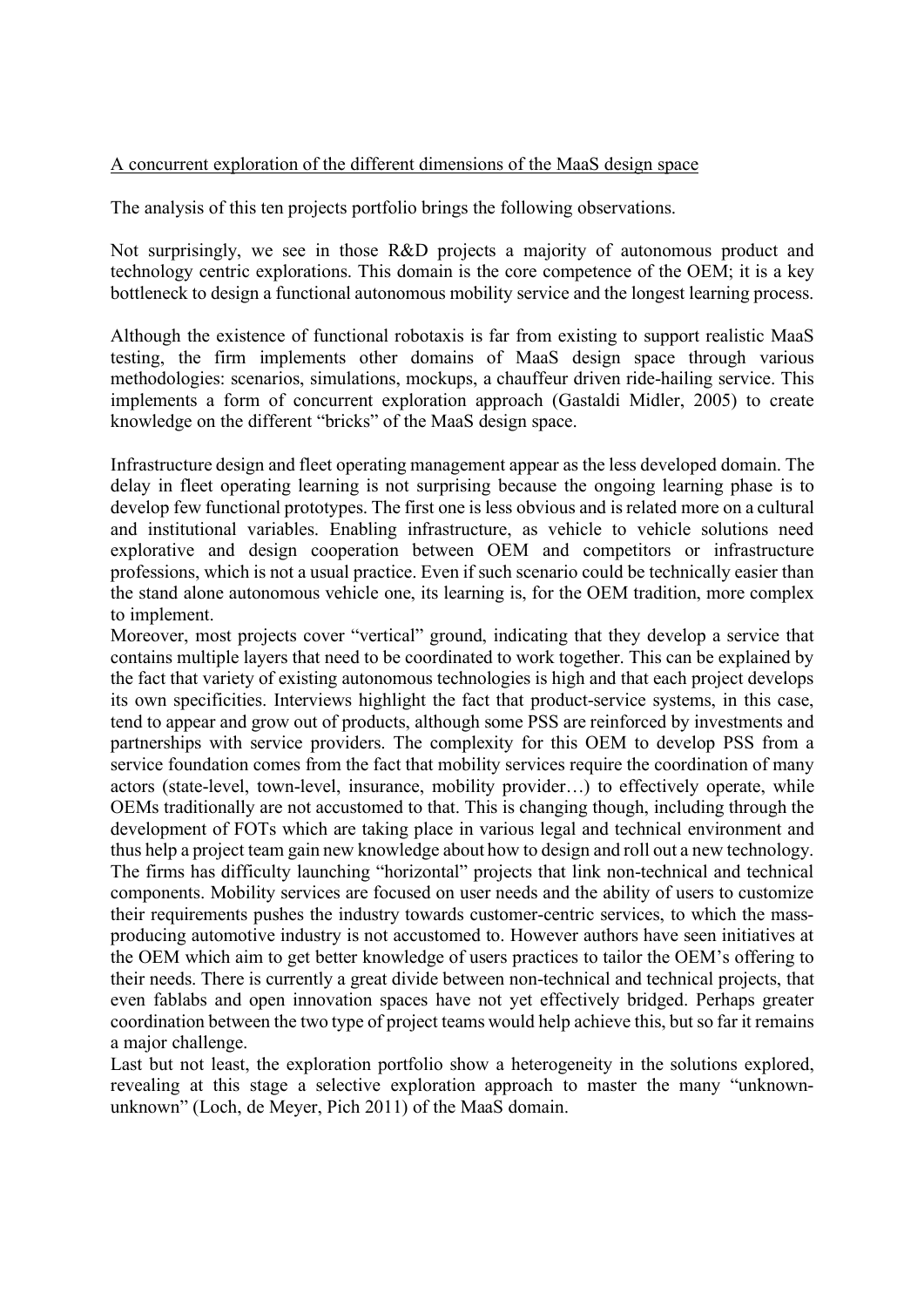<u>A concurrent exploration of the different dimensions of the MaaS design space</u>

The analysis of this ten projects portfolio brings the following observations.

Not surprisingly, we see in those R&D projects a majority of autonomous product and technology centric explorations. This domain is the core competence of the OEM; it is a key bottleneck to design a functional autonomous mobility service and the longest learning process.

Although the existence of functional robotaxis is far from existing to support realistic MaaS testing, the firm implements other domains of MaaS design space through various methodologies: scenarios, simulations, mockups, a chauffeur driven ride-hailing service. This implements a form of concurrent exploration approach (Gastaldi Midler, 2005) to create knowledge on the different "bricks" of the MaaS design space.

Infrastructure design and fleet operating management appear as the less developed domain. The delay in fleet operating learning is not surprising because the ongoing learning phase is to develop few functional prototypes. The first one is less obvious and is related more on a cultural and institutional variables. Enabling infrastructure, as vehicle to vehicle solutions need explorative and design cooperation between OEM and competitors or infrastructure professions, which is not a usual practice. Even if such scenario could be technically easier than the stand alone autonomous vehicle one, its learning is, for the OEM tradition, more complex to implement.

Moreover, most projects cover "vertical" ground, indicating that they develop a service that contains multiple layers that need to be coordinated to work together. This can be explained by the fact that variety of existing autonomous technologies is high and that each project develops its own specificities. Interviews highlight the fact that product-service systems, in this case, tend to appear and grow out of products, although some PSS are reinforced by investments and partnerships with service providers. The complexity for this OEM to develop PSS from a service foundation comes from the fact that mobility services require the coordination of many actors (state-level, town-level, insurance, mobility provider…) to effectively operate, while OEMs traditionally are not accustomed to that. This is changing though, including through the development of FOTs which are taking place in various legal and technical environment and thus help a project team gain new knowledge about how to design and roll out a new technology. The firms has difficulty launching "horizontal" projects that link non-technical and technical components. Mobility services are focused on user needs and the ability of users to customize their requirements pushes the industry towards customer-centric services, to which the mass-producing automotive industry is not accustomed to. However authors have seen initiatives at the OEM which aim to get better knowledge of users practices to tailor the OEM's offering to their needs. There is currently a great divide between non-technical and technical projects, that even fablabs and open innovation spaces have not yet effectively bridged. Perhaps greater coordination between the two type of project teams would help achieve this, but so far it remains a major challenge.

Last but not least, the exploration portfolio show a heterogeneity in the solutions explored, revealing at this stage a selective exploration approach to master the many "unknown-unknown" (Loch, de Meyer, Pich 2011) of the MaaS domain.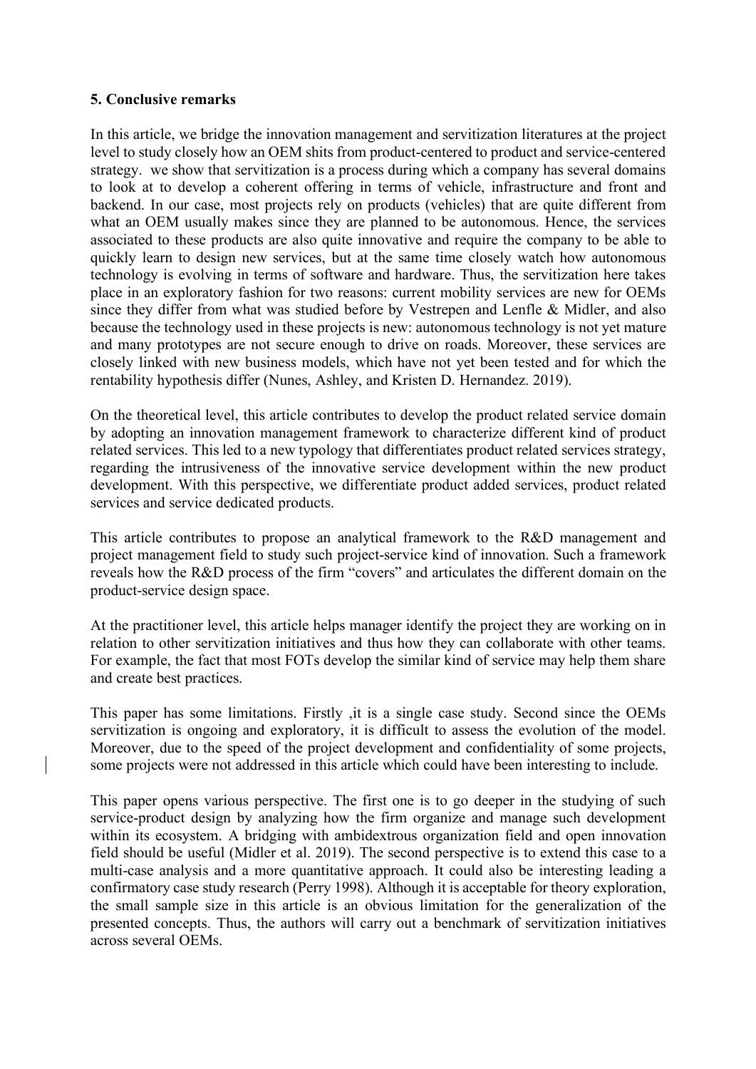## 5. Conclusive remarks

In this article, we bridge the innovation management and servitization literatures at the project level to study closely how an OEM shits from product-centered to product and service-centered strategy. we show that servitization is a process during which a company has several domains to look at to develop a coherent offering in terms of vehicle, infrastructure and front and backend. In our case, most projects rely on products (vehicles) that are quite different from what an OEM usually makes since they are planned to be autonomous. Hence, the services associated to these products are also quite innovative and require the company to be able to quickly learn to design new services, but at the same time closely watch how autonomous technology is evolving in terms of software and hardware. Thus, the servitization here takes place in an exploratory fashion for two reasons: current mobility services are new for OEMs since they differ from what was studied before by Vestrepen and Lenfle & Midler, and also because the technology used in these projects is new: autonomous technology is not yet mature and many prototypes are not secure enough to drive on roads. Moreover, these services are closely linked with new business models, which have not yet been tested and for which the rentability hypothesis differ (Nunes, Ashley, and Kristen D. Hernandez. 2019).

On the theoretical level, this article contributes to develop the product related service domain by adopting an innovation management framework to characterize different kind of product related services. This led to a new typology that differentiates product related services strategy, regarding the intrusiveness of the innovative service development within the new product development. With this perspective, we differentiate product added services, product related services and service dedicated products.

This article contributes to propose an analytical framework to the R&D management and project management field to study such project-service kind of innovation. Such a framework reveals how the R&D process of the firm "covers" and articulates the different domain on the product-service design space.

At the practitioner level, this article helps manager identify the project they are working on in relation to other servitization initiatives and thus how they can collaborate with other teams. For example, the fact that most FOTs develop the similar kind of service may help them share and create best practices.

This paper has some limitations. Firstly ,it is a single case study. Second since the OEMs servitization is ongoing and exploratory, it is difficult to assess the evolution of the model. Moreover, due to the speed of the project development and confidentiality of some projects, some projects were not addressed in this article which could have been interesting to include.

This paper opens various perspective. The first one is to go deeper in the studying of such service-product design by analyzing how the firm organize and manage such development within its ecosystem. A bridging with ambidextrous organization field and open innovation field should be useful (Midler et al. 2019). The second perspective is to extend this case to a multi-case analysis and a more quantitative approach. It could also be interesting leading a confirmatory case study research (Perry 1998). Although it is acceptable for theory exploration, the small sample size in this article is an obvious limitation for the generalization of the presented concepts. Thus, the authors will carry out a benchmark of servitization initiatives across several OEMs.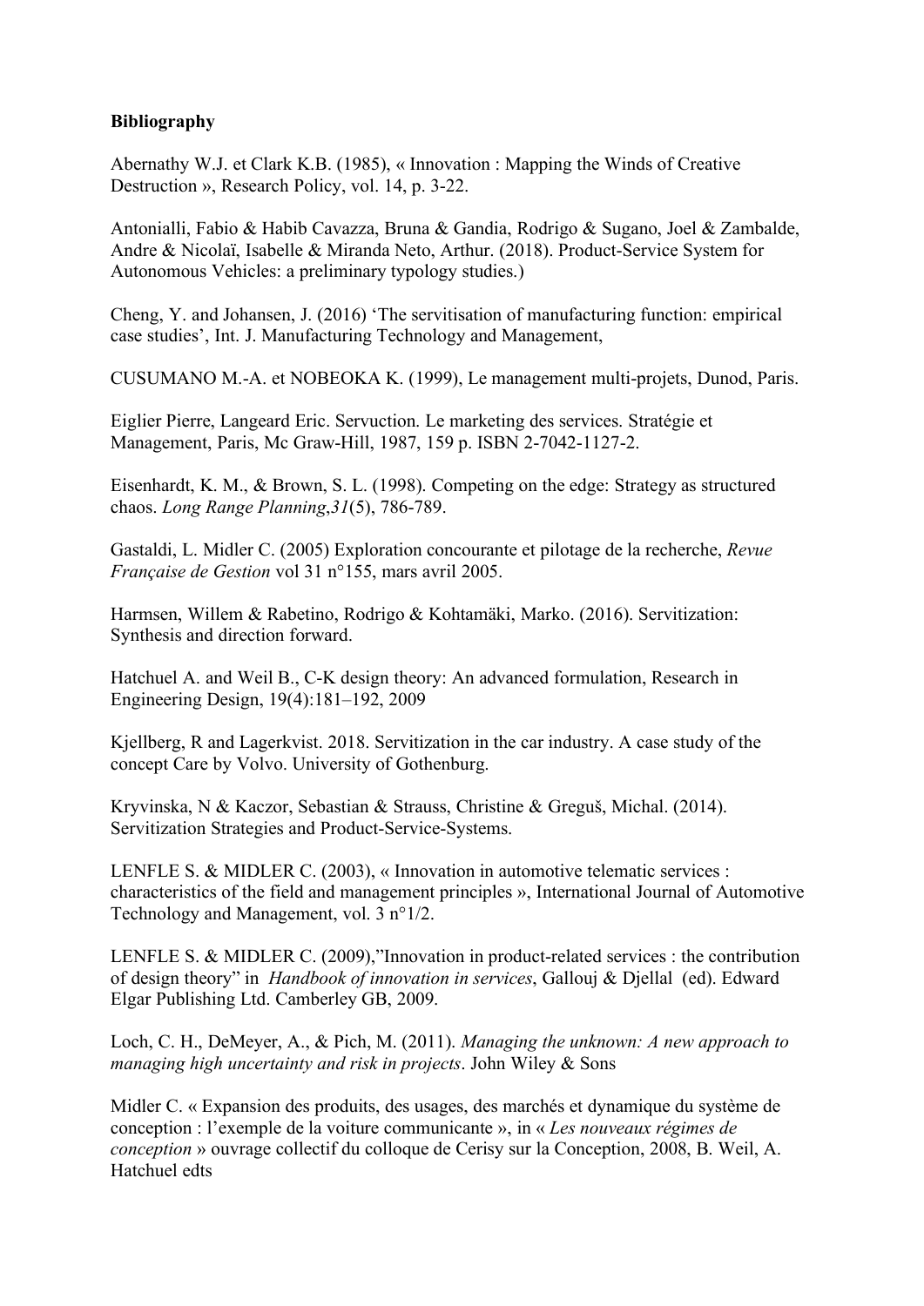**Bibliography**

Abernathy W.J. et Clark K.B. (1985), « Innovation : Mapping the Winds of Creative Destruction », Research Policy, vol. 14, p. 3-22.

Antonialli, Fabio & Habib Cavazza, Bruna & Gandia, Rodrigo & Sugano, Joel & Zambalde, Andre & Nicolaï, Isabelle & Miranda Neto, Arthur. (2018). Product-Service System for Autonomous Vehicles: a preliminary typology studies.)

Cheng, Y. and Johansen, J. (2016) 'The servitisation of manufacturing function: empirical case studies', Int. J. Manufacturing Technology and Management,

CUSUMANO M.-A. et NOBEOKA K. (1999), Le management multi-projets, Dunod, Paris.

Eiglier Pierre, Langeard Eric. Servuction. Le marketing des services. Stratégie et Management, Paris, Mc Graw-Hill, 1987, 159 p. ISBN 2-7042-1127-2.

Eisenhardt, K. M., & Brown, S. L. (1998). Competing on the edge: Strategy as structured chaos. *Long Range Planning*,*31*(5), 786-789.

Gastaldi, L. Midler C. (2005) Exploration concourante et pilotage de la recherche, *Revue Française de Gestion* vol 31 n°155, mars avril 2005.

Harmsen, Willem & Rabetino, Rodrigo & Kohtamäki, Marko. (2016). Servitization: Synthesis and direction forward.

Hatchuel A. and Weil B., C-K design theory: An advanced formulation, Research in Engineering Design, 19(4):181–192, 2009

Kjellberg, R and Lagerkvist. 2018. Servitization in the car industry. A case study of the concept Care by Volvo. University of Gothenburg.

Kryvinska, N & Kaczor, Sebastian & Strauss, Christine & Greguš, Michal. (2014). Servitization Strategies and Product-Service-Systems.

LENFLE S. & MIDLER C. (2003), « Innovation in automotive telematic services : characteristics of the field and management principles », International Journal of Automotive Technology and Management, vol. 3 n°1/2.

LENFLE S. & MIDLER C. (2009),"Innovation in product-related services : the contribution of design theory" in *Handbook of innovation in services*, Gallouj & Djellal (ed). Edward Elgar Publishing Ltd. Camberley GB, 2009.

Loch, C. H., DeMeyer, A., & Pich, M. (2011). *Managing the unknown: A new approach to managing high uncertainty and risk in projects*. John Wiley & Sons

Midler C. « Expansion des produits, des usages, des marchés et dynamique du système de conception : l'exemple de la voiture communicante », in « *Les nouveaux régimes de conception* » ouvrage collectif du colloque de Cerisy sur la Conception, 2008, B. Weil, A. Hatchuel edts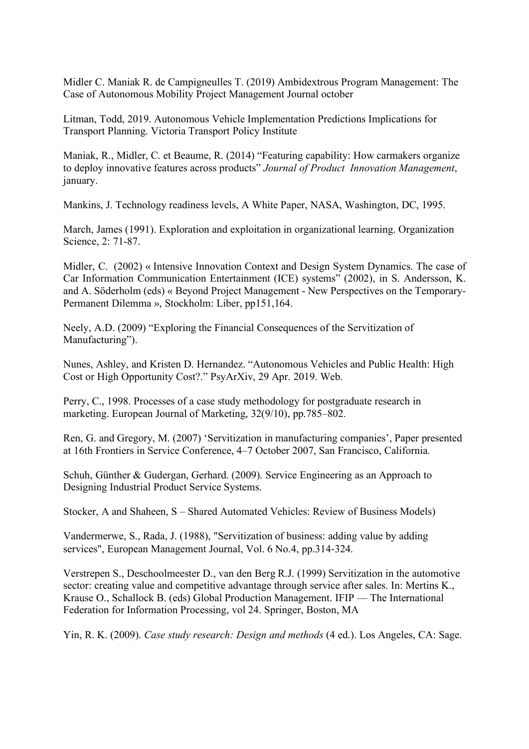Midler C. Maniak R. de Campigneulles T. (2019) Ambidextrous Program Management: The Case of Autonomous Mobility Project Management Journal october

Litman, Todd, 2019. Autonomous Vehicle Implementation Predictions Implications for Transport Planning. Victoria Transport Policy Institute

Maniak, R., Midler, C. et Beaume, R. (2014) "Featuring capability: How carmakers organize to deploy innovative features across products" *Journal of Product Innovation Management*, january.

Mankins, J. Technology readiness levels, A White Paper, NASA, Washington, DC, 1995.

March, James (1991). Exploration and exploitation in organizational learning. Organization Science, 2: 71-87.

Midler, C. (2002) « Intensive Innovation Context and Design System Dynamics. The case of Car Information Communication Entertainment (ICE) systems" (2002), in S. Andersson, K. and A. Söderholm (eds) « Beyond Project Management - New Perspectives on the Temporary-Permanent Dilemma », Stockholm: Liber, pp151,164.

Neely, A.D. (2009) "Exploring the Financial Consequences of the Servitization of Manufacturing").

Nunes, Ashley, and Kristen D. Hernandez. "Autonomous Vehicles and Public Health: High Cost or High Opportunity Cost?." PsyArXiv, 29 Apr. 2019. Web.

Perry, C., 1998. Processes of a case study methodology for postgraduate research in marketing. European Journal of Marketing, 32(9/10), pp.785–802.

Ren, G. and Gregory, M. (2007) 'Servitization in manufacturing companies', Paper presented at 16th Frontiers in Service Conference, 4–7 October 2007, San Francisco, California.

Schuh, Günther & Gudergan, Gerhard. (2009). Service Engineering as an Approach to Designing Industrial Product Service Systems.

Stocker, A and Shaheen, S – Shared Automated Vehicles: Review of Business Models)

Vandermerwe, S., Rada, J. (1988), "Servitization of business: adding value by adding services", European Management Journal, Vol. 6 No.4, pp.314-324.

Verstrepen S., Deschoolmeester D., van den Berg R.J. (1999) Servitization in the automotive sector: creating value and competitive advantage through service after sales. In: Mertins K., Krause O., Schallock B. (eds) Global Production Management. IFIP — The International Federation for Information Processing, vol 24. Springer, Boston, MA

Yin, R. K. (2009). *Case study research: Design and methods* (4 ed.). Los Angeles, CA: Sage.